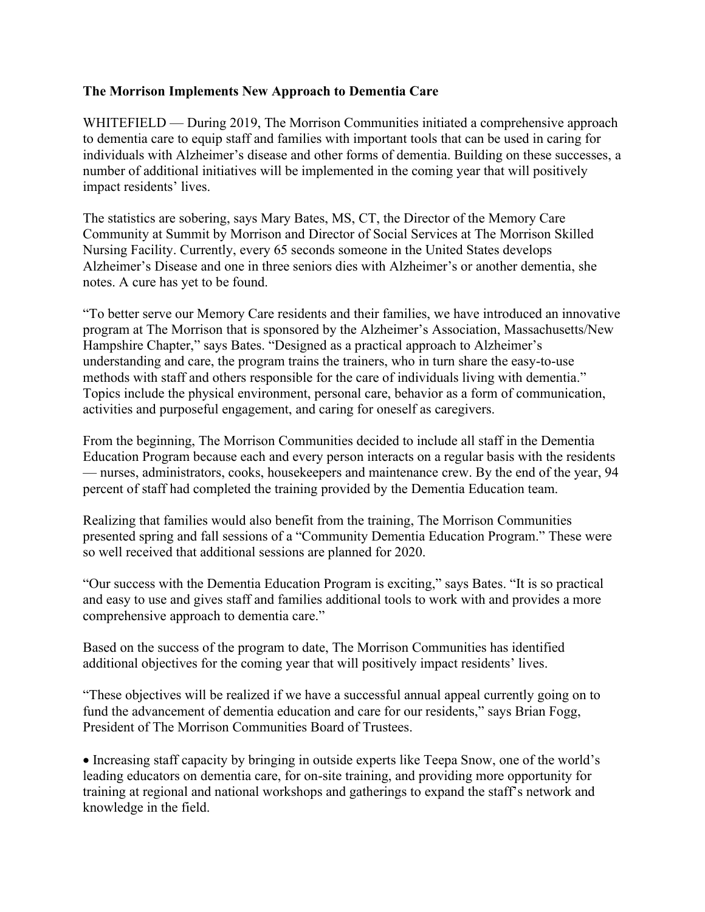**The Morrison Implements New Approach to Dementia Care**

WHITEFIELD — During 2019, The Morrison Communities initiated a comprehensive approach to dementia care to equip staff and families with important tools that can be used in caring for individuals with Alzheimer's disease and other forms of dementia. Building on these successes, a number of additional initiatives will be implemented in the coming year that will positively impact residents' lives.

The statistics are sobering, says Mary Bates, MS, CT, the Director of the Memory Care Community at Summit by Morrison and Director of Social Services at The Morrison Skilled Nursing Facility. Currently, every 65 seconds someone in the United States develops Alzheimer's Disease and one in three seniors dies with Alzheimer's or another dementia, she notes. A cure has yet to be found.

"To better serve our Memory Care residents and their families, we have introduced an innovative program at The Morrison that is sponsored by the Alzheimer's Association, Massachusetts/New Hampshire Chapter," says Bates. "Designed as a practical approach to Alzheimer's understanding and care, the program trains the trainers, who in turn share the easy-to-use methods with staff and others responsible for the care of individuals living with dementia." Topics include the physical environment, personal care, behavior as a form of communication, activities and purposeful engagement, and caring for oneself as caregivers.

From the beginning, The Morrison Communities decided to include all staff in the Dementia Education Program because each and every person interacts on a regular basis with the residents — nurses, administrators, cooks, housekeepers and maintenance crew. By the end of the year, 94 percent of staff had completed the training provided by the Dementia Education team.

Realizing that families would also benefit from the training, The Morrison Communities presented spring and fall sessions of a "Community Dementia Education Program." These were so well received that additional sessions are planned for 2020.

"Our success with the Dementia Education Program is exciting," says Bates. "It is so practical and easy to use and gives staff and families additional tools to work with and provides a more comprehensive approach to dementia care."

Based on the success of the program to date, The Morrison Communities has identified additional objectives for the coming year that will positively impact residents' lives.

"These objectives will be realized if we have a successful annual appeal currently going on to fund the advancement of dementia education and care for our residents," says Brian Fogg, President of The Morrison Communities Board of Trustees.

- Increasing staff capacity by bringing in outside experts like Teepa Snow, one of the world's leading educators on dementia care, for on-site training, and providing more opportunity for training at regional and national workshops and gatherings to expand the staff's network and knowledge in the field.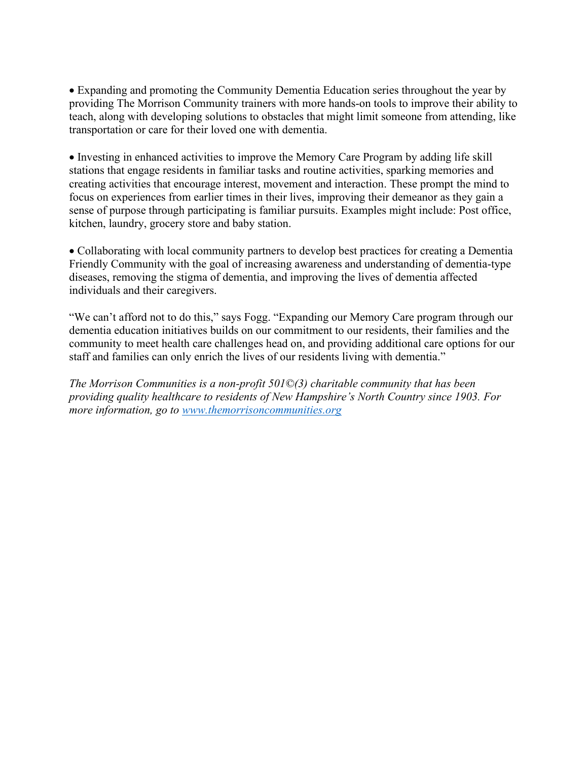- Expanding and promoting the Community Dementia Education series throughout the year by providing The Morrison Community trainers with more hands-on tools to improve their ability to teach, along with developing solutions to obstacles that might limit someone from attending, like transportation or care for their loved one with dementia.

- Investing in enhanced activities to improve the Memory Care Program by adding life skill stations that engage residents in familiar tasks and routine activities, sparking memories and creating activities that encourage interest, movement and interaction. These prompt the mind to focus on experiences from earlier times in their lives, improving their demeanor as they gain a sense of purpose through participating is familiar pursuits. Examples might include: Post office, kitchen, laundry, grocery store and baby station.

- Collaborating with local community partners to develop best practices for creating a Dementia Friendly Community with the goal of increasing awareness and understanding of dementia-type diseases, removing the stigma of dementia, and improving the lives of dementia affected individuals and their caregivers.

"We can't afford not to do this," says Fogg. "Expanding our Memory Care program through our dementia education initiatives builds on our commitment to our residents, their families and the community to meet health care challenges head on, and providing additional care options for our staff and families can only enrich the lives of our residents living with dementia."

*The Morrison Communities is a non-profit 501©(3) charitable community that has been providing quality healthcare to residents of New Hampshire's North Country since 1903. For more information, go to [www.themorrisoncommunities.org](http://www.themorrisoncommunities.org)*